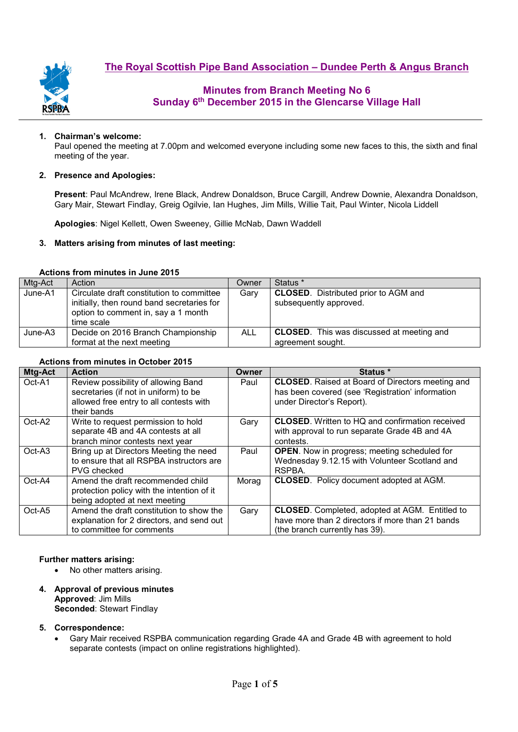## The Royal Scottish Pipe Band Association – Dundee Perth & Angus Branch

### Minutes from Branch Meeting No 6
### Sunday 6th December 2015 in the Glencarse Village Hall

1. **Chairman's welcome:**
   Paul opened the meeting at 7.00pm and welcomed everyone including some new faces to this, the sixth and final meeting of the year.

2. **Presence and Apologies:**

   **Present**: Paul McAndrew, Irene Black, Andrew Donaldson, Bruce Cargill, Andrew Downie, Alexandra Donaldson, Gary Mair, Stewart Findlay, Greig Ogilvie, Ian Hughes, Jim Mills, Willie Tait, Paul Winter, Nicola Liddell

   **Apologies**: Nigel Kellett, Owen Sweeney, Gillie McNab, Dawn Waddell

3. **Matters arising from minutes of last meeting:**

**Actions from minutes in June 2015**

| Mtg-Act | Action | Owner | Status * |
|---|---|---|---|
| June-A1 | Circulate draft constitution to committee initially, then round band secretaries for option to comment in, say a 1 month time scale | Gary | **CLOSED**. Distributed prior to AGM and subsequently approved. |
| June-A3 | Decide on 2016 Branch Championship format at the next meeting | ALL | **CLOSED**. This was discussed at meeting and agreement sought. |

**Actions from minutes in October 2015**

| Mtg-Act | Action | Owner | Status * |
|---|---|---|---|
| Oct-A1 | Review possibility of allowing Band secretaries (if not in uniform) to be allowed free entry to all contests with their bands | Paul | **CLOSED**. Raised at Board of Directors meeting and has been covered (see 'Registration' information under Director's Report). |
| Oct-A2 | Write to request permission to hold separate 4B and 4A contests at all branch minor contests next year | Gary | **CLOSED**. Written to HQ and confirmation received with approval to run separate Grade 4B and 4A contests. |
| Oct-A3 | Bring up at Directors Meeting the need to ensure that all RSPBA instructors are PVG checked | Paul | **OPEN**. Now in progress; meeting scheduled for Wednesday 9.12.15 with Volunteer Scotland and RSPBA. |
| Oct-A4 | Amend the draft recommended child protection policy with the intention of it being adopted at next meeting | Morag | **CLOSED**. Policy document adopted at AGM. |
| Oct-A5 | Amend the draft constitution to show the explanation for 2 directors, and send out to committee for comments | Gary | **CLOSED**. Completed, adopted at AGM. Entitled to have more than 2 directors if more than 21 bands (the branch currently has 39). |

**Further matters arising:**

- No other matters arising.

4. **Approval of previous minutes**
   **Approved**: Jim Mills
   **Seconded**: Stewart Findlay

5. **Correspondence:**
   - Gary Mair received RSPBA communication regarding Grade 4A and Grade 4B with agreement to hold separate contests (impact on online registrations highlighted).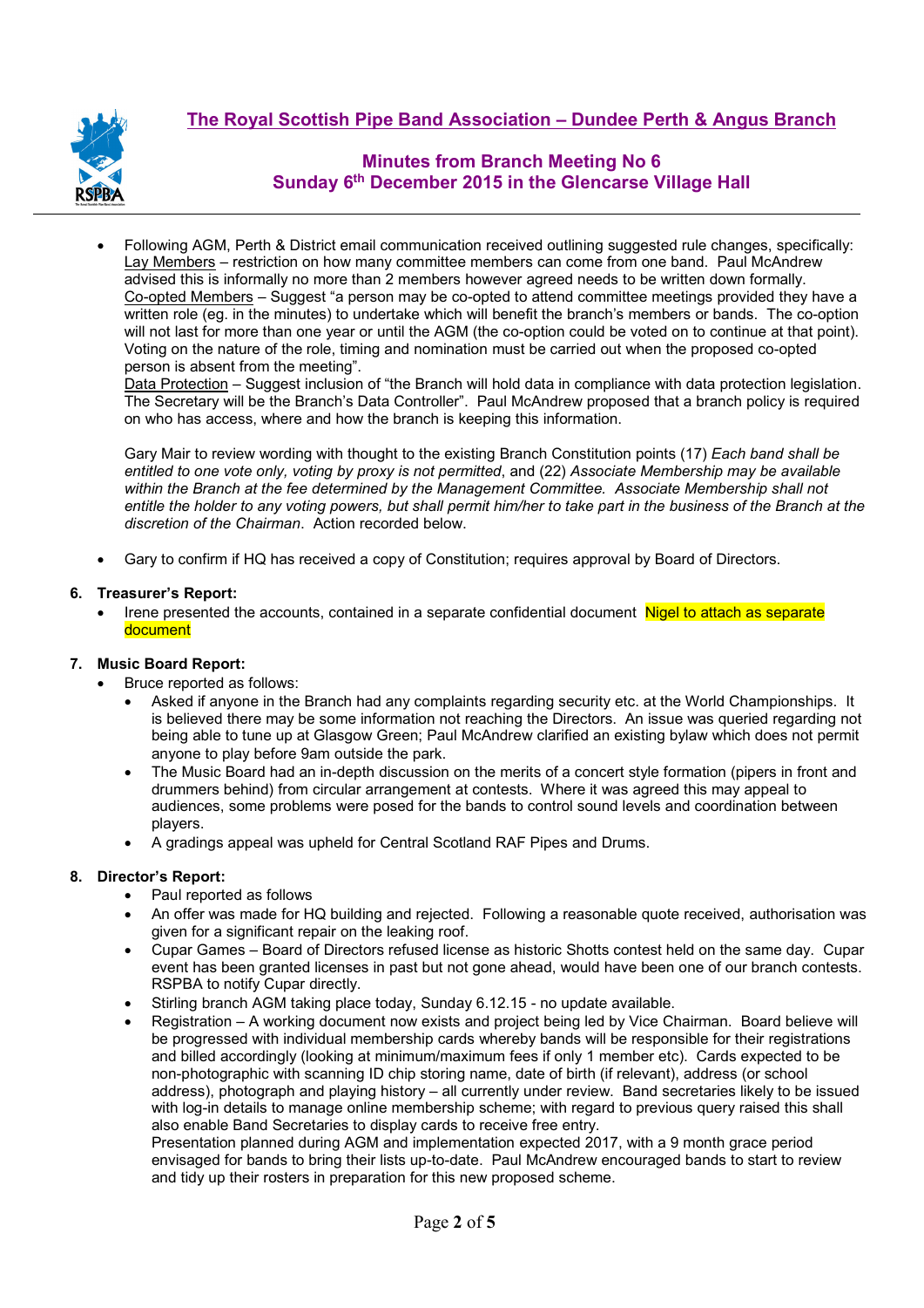- Following AGM, Perth & District email communication received outlining suggested rule changes, specifically: Lay Members – restriction on how many committee members can come from one band. Paul McAndrew advised this is informally no more than 2 members however agreed needs to be written down formally. Co-opted Members – Suggest "a person may be co-opted to attend committee meetings provided they have a written role (eg. in the minutes) to undertake which will benefit the branch's members or bands. The co-option will not last for more than one year or until the AGM (the co-option could be voted on to continue at that point). Voting on the nature of the role, timing and nomination must be carried out when the proposed co-opted person is absent from the meeting".
  Data Protection – Suggest inclusion of "the Branch will hold data in compliance with data protection legislation. The Secretary will be the Branch's Data Controller". Paul McAndrew proposed that a branch policy is required on who has access, where and how the branch is keeping this information.

  Gary Mair to review wording with thought to the existing Branch Constitution points (17) *Each band shall be entitled to one vote only, voting by proxy is not permitted*, and (22) *Associate Membership may be available within the Branch at the fee determined by the Management Committee. Associate Membership shall not entitle the holder to any voting powers, but shall permit him/her to take part in the business of the Branch at the discretion of the Chairman*. Action recorded below.

- Gary to confirm if HQ has received a copy of Constitution; requires approval by Board of Directors.

### 6. Treasurer's Report:

- Irene presented the accounts, contained in a separate confidential document Nigel to attach as separate document

### 7. Music Board Report:

- Bruce reported as follows:
  - Asked if anyone in the Branch had any complaints regarding security etc. at the World Championships. It is believed there may be some information not reaching the Directors. An issue was queried regarding not being able to tune up at Glasgow Green; Paul McAndrew clarified an existing bylaw which does not permit anyone to play before 9am outside the park.
  - The Music Board had an in-depth discussion on the merits of a concert style formation (pipers in front and drummers behind) from circular arrangement at contests. Where it was agreed this may appeal to audiences, some problems were posed for the bands to control sound levels and coordination between players.
  - A gradings appeal was upheld for Central Scotland RAF Pipes and Drums.

### 8. Director's Report:

- Paul reported as follows
- An offer was made for HQ building and rejected. Following a reasonable quote received, authorisation was given for a significant repair on the leaking roof.
- Cupar Games – Board of Directors refused license as historic Shotts contest held on the same day. Cupar event has been granted licenses in past but not gone ahead, would have been one of our branch contests. RSPBA to notify Cupar directly.
- Stirling branch AGM taking place today, Sunday 6.12.15 - no update available.
- Registration – A working document now exists and project being led by Vice Chairman. Board believe will be progressed with individual membership cards whereby bands will be responsible for their registrations and billed accordingly (looking at minimum/maximum fees if only 1 member etc). Cards expected to be non-photographic with scanning ID chip storing name, date of birth (if relevant), address (or school address), photograph and playing history – all currently under review. Band secretaries likely to be issued with log-in details to manage online membership scheme; with regard to previous query raised this shall also enable Band Secretaries to display cards to receive free entry.
  Presentation planned during AGM and implementation expected 2017, with a 9 month grace period envisaged for bands to bring their lists up-to-date. Paul McAndrew encouraged bands to start to review and tidy up their rosters in preparation for this new proposed scheme.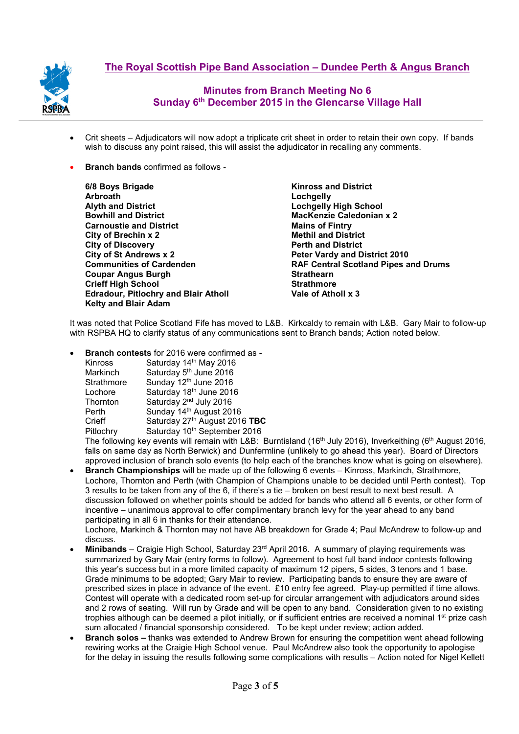## The Royal Scottish Pipe Band Association – Dundee Perth & Angus Branch

### Minutes from Branch Meeting No 6
### Sunday 6th December 2015 in the Glencarse Village Hall

- Crit sheets – Adjudicators will now adopt a triplicate crit sheet in order to retain their own copy. If bands wish to discuss any point raised, this will assist the adjudicator in recalling any comments.

- **Branch bands** confirmed as follows -

  **6/8 Boys Brigade**
  **Arbroath**
  **Alyth and District**
  **Bowhill and District**
  **Carnoustie and District**
  **City of Brechin x 2**
  **City of Discovery**
  **City of St Andrews x 2**
  **Communities of Cardenden**
  **Coupar Angus Burgh**
  **Crieff High School**
  **Edradour, Pitlochry and Blair Atholl**
  **Kelty and Blair Adam**
  **Kinross and District**
  **Lochgelly**
  **Lochgelly High School**
  **MacKenzie Caledonian x 2**
  **Mains of Fintry**
  **Methil and District**
  **Perth and District**
  **Peter Vardy and District 2010**
  **RAF Central Scotland Pipes and Drums**
  **Strathearn**
  **Strathmore**
  **Vale of Atholl x 3**

  It was noted that Police Scotland Fife has moved to L&B. Kirkcaldy to remain with L&B. Gary Mair to follow-up with RSPBA HQ to clarify status of any communications sent to Branch bands; Action noted below.

- **Branch contests** for 2016 were confirmed as -

  | | |
  |---|---|
  | Kinross | Saturday 14th May 2016 |
  | Markinch | Saturday 5th June 2016 |
  | Strathmore | Sunday 12th June 2016 |
  | Lochore | Saturday 18th June 2016 |
  | Thornton | Saturday 2nd July 2016 |
  | Perth | Sunday 14th August 2016 |
  | Crieff | Saturday 27th August 2016 **TBC** |
  | Pitlochry | Saturday 10th September 2016 |

  The following key events will remain with L&B: Burntisland (16th July 2016), Inverkeithing (6th August 2016, falls on same day as North Berwick) and Dunfermline (unlikely to go ahead this year). Board of Directors approved inclusion of branch solo events (to help each of the branches know what is going on elsewhere).
- **Branch Championships** will be made up of the following 6 events – Kinross, Markinch, Strathmore, Lochore, Thornton and Perth (with Champion of Champions unable to be decided until Perth contest). Top 3 results to be taken from any of the 6, if there's a tie – broken on best result to next best result. A discussion followed on whether points should be added for bands who attend all 6 events, or other form of incentive – unanimous approval to offer complimentary branch levy for the year ahead to any band participating in all 6 in thanks for their attendance.
  Lochore, Markinch & Thornton may not have AB breakdown for Grade 4; Paul McAndrew to follow-up and discuss.
- **Minibands** – Craigie High School, Saturday 23rd April 2016. A summary of playing requirements was summarized by Gary Mair (entry forms to follow). Agreement to host full band indoor contests following this year's success but in a more limited capacity of maximum 12 pipers, 5 sides, 3 tenors and 1 base. Grade minimums to be adopted; Gary Mair to review. Participating bands to ensure they are aware of prescribed sizes in place in advance of the event. £10 entry fee agreed. Play-up permitted if time allows. Contest will operate with a dedicated room set-up for circular arrangement with adjudicators around sides and 2 rows of seating. Will run by Grade and will be open to any band. Consideration given to no existing trophies although can be deemed a pilot initially, or if sufficient entries are received a nominal 1st prize cash sum allocated / financial sponsorship considered. To be kept under review; action added.
- **Branch solos –** thanks was extended to Andrew Brown for ensuring the competition went ahead following rewiring works at the Craigie High School venue. Paul McAndrew also took the opportunity to apologise for the delay in issuing the results following some complications with results – Action noted for Nigel Kellett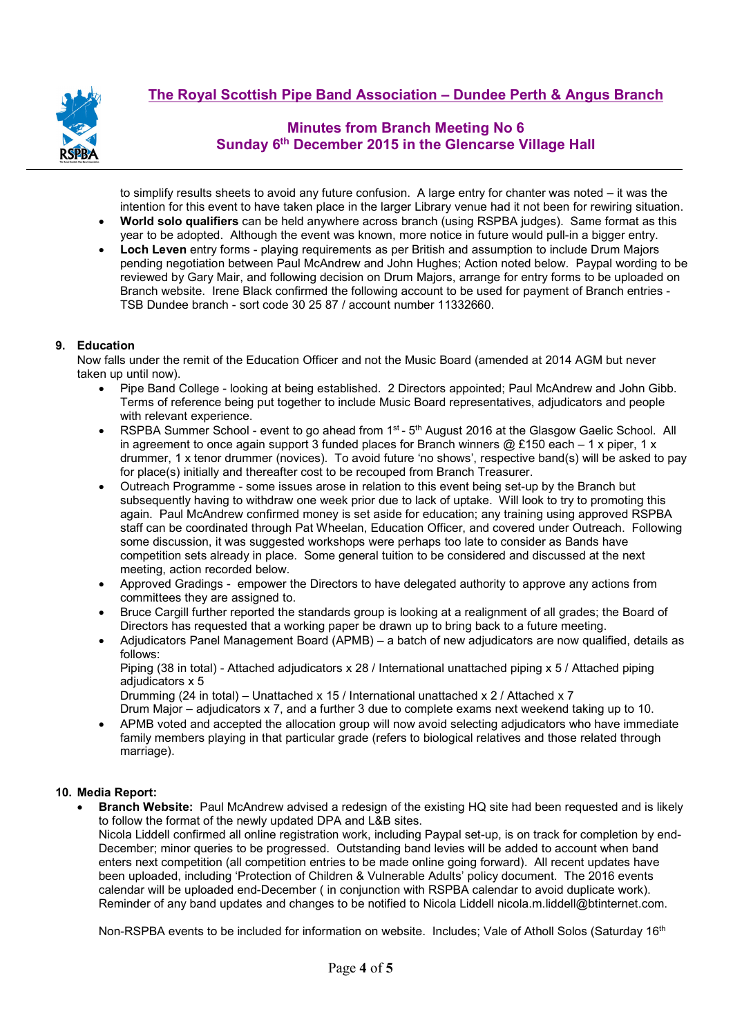to simplify results sheets to avoid any future confusion. A large entry for chanter was noted – it was the intention for this event to have taken place in the larger Library venue had it not been for rewiring situation.

- **World solo qualifiers** can be held anywhere across branch (using RSPBA judges). Same format as this year to be adopted. Although the event was known, more notice in future would pull-in a bigger entry.
- **Loch Leven** entry forms - playing requirements as per British and assumption to include Drum Majors pending negotiation between Paul McAndrew and John Hughes; Action noted below. Paypal wording to be reviewed by Gary Mair, and following decision on Drum Majors, arrange for entry forms to be uploaded on Branch website. Irene Black confirmed the following account to be used for payment of Branch entries - TSB Dundee branch - sort code 30 25 87 / account number 11332660.

## 9. Education

Now falls under the remit of the Education Officer and not the Music Board (amended at 2014 AGM but never taken up until now).

- Pipe Band College - looking at being established. 2 Directors appointed; Paul McAndrew and John Gibb. Terms of reference being put together to include Music Board representatives, adjudicators and people with relevant experience.
- RSPBA Summer School - event to go ahead from 1st - 5th August 2016 at the Glasgow Gaelic School. All in agreement to once again support 3 funded places for Branch winners @ £150 each – 1 x piper, 1 x drummer, 1 x tenor drummer (novices). To avoid future 'no shows', respective band(s) will be asked to pay for place(s) initially and thereafter cost to be recouped from Branch Treasurer.
- Outreach Programme - some issues arose in relation to this event being set-up by the Branch but subsequently having to withdraw one week prior due to lack of uptake. Will look to try to promoting this again. Paul McAndrew confirmed money is set aside for education; any training using approved RSPBA staff can be coordinated through Pat Wheelan, Education Officer, and covered under Outreach. Following some discussion, it was suggested workshops were perhaps too late to consider as Bands have competition sets already in place. Some general tuition to be considered and discussed at the next meeting, action recorded below.
- Approved Gradings - empower the Directors to have delegated authority to approve any actions from committees they are assigned to.
- Bruce Cargill further reported the standards group is looking at a realignment of all grades; the Board of Directors has requested that a working paper be drawn up to bring back to a future meeting.
- Adjudicators Panel Management Board (APMB) – a batch of new adjudicators are now qualified, details as follows:
  Piping (38 in total) - Attached adjudicators x 28 / International unattached piping x 5 / Attached piping adjudicators x 5
  Drumming (24 in total) – Unattached x 15 / International unattached x 2 / Attached x 7
  Drum Major – adjudicators x 7, and a further 3 due to complete exams next weekend taking up to 10.
- APMB voted and accepted the allocation group will now avoid selecting adjudicators who have immediate family members playing in that particular grade (refers to biological relatives and those related through marriage).

## 10. Media Report:

- **Branch Website:** Paul McAndrew advised a redesign of the existing HQ site had been requested and is likely to follow the format of the newly updated DPA and L&B sites.
  Nicola Liddell confirmed all online registration work, including Paypal set-up, is on track for completion by end-December; minor queries to be progressed. Outstanding band levies will be added to account when band enters next competition (all competition entries to be made online going forward). All recent updates have been uploaded, including 'Protection of Children & Vulnerable Adults' policy document. The 2016 events calendar will be uploaded end-December ( in conjunction with RSPBA calendar to avoid duplicate work). Reminder of any band updates and changes to be notified to Nicola Liddell nicola.m.liddell@btinternet.com.

  Non-RSPBA events to be included for information on website. Includes; Vale of Atholl Solos (Saturday 16th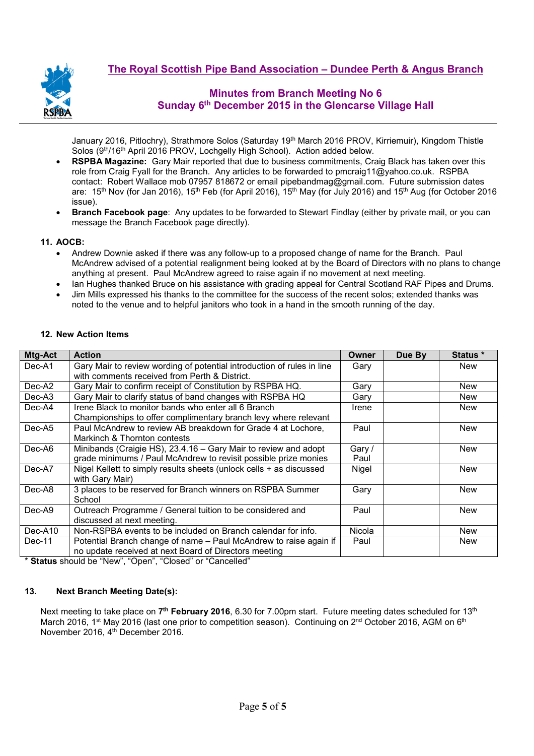January 2016, Pitlochry), Strathmore Solos (Saturday 19th March 2016 PROV, Kirriemuir), Kingdom Thistle Solos (9th/16th April 2016 PROV, Lochgelly High School). Action added below.

- **RSPBA Magazine:** Gary Mair reported that due to business commitments, Craig Black has taken over this role from Craig Fyall for the Branch. Any articles to be forwarded to pmcraig11@yahoo.co.uk. RSPBA contact: Robert Wallace mob 07957 818672 or email pipebandmag@gmail.com. Future submission dates are: 15th Nov (for Jan 2016), 15th Feb (for April 2016), 15th May (for July 2016) and 15th Aug (for October 2016 issue).
- **Branch Facebook page**: Any updates to be forwarded to Stewart Findlay (either by private mail, or you can message the Branch Facebook page directly).

**11. AOCB:**

- Andrew Downie asked if there was any follow-up to a proposed change of name for the Branch. Paul McAndrew advised of a potential realignment being looked at by the Board of Directors with no plans to change anything at present. Paul McAndrew agreed to raise again if no movement at next meeting.
- Ian Hughes thanked Bruce on his assistance with grading appeal for Central Scotland RAF Pipes and Drums.
- Jim Mills expressed his thanks to the committee for the success of the recent solos; extended thanks was noted to the venue and to helpful janitors who took in a hand in the smooth running of the day.

**12. New Action Items**

| Mtg-Act | Action | Owner | Due By | Status * |
|---|---|---|---|---|
| Dec-A1 | Gary Mair to review wording of potential introduction of rules in line with comments received from Perth & District. | Gary | | New |
| Dec-A2 | Gary Mair to confirm receipt of Constitution by RSPBA HQ. | Gary | | New |
| Dec-A3 | Gary Mair to clarify status of band changes with RSPBA HQ | Gary | | New |
| Dec-A4 | Irene Black to monitor bands who enter all 6 Branch Championships to offer complimentary branch levy where relevant | Irene | | New |
| Dec-A5 | Paul McAndrew to review AB breakdown for Grade 4 at Lochore, Markinch & Thornton contests | Paul | | New |
| Dec-A6 | Minibands (Craigie HS), 23.4.16 – Gary Mair to review and adopt grade minimums / Paul McAndrew to revisit possible prize monies | Gary / Paul | | New |
| Dec-A7 | Nigel Kellett to simply results sheets (unlock cells + as discussed with Gary Mair) | Nigel | | New |
| Dec-A8 | 3 places to be reserved for Branch winners on RSPBA Summer School | Gary | | New |
| Dec-A9 | Outreach Programme / General tuition to be considered and discussed at next meeting. | Paul | | New |
| Dec-A10 | Non-RSPBA events to be included on Branch calendar for info. | Nicola | | New |
| Dec-11 | Potential Branch change of name – Paul McAndrew to raise again if no update received at next Board of Directors meeting | Paul | | New |

\* **Status** should be "New", "Open", "Closed" or "Cancelled"

**13. Next Branch Meeting Date(s):**

Next meeting to take place on **7th February 2016**, 6.30 for 7.00pm start. Future meeting dates scheduled for 13th March 2016, 1st May 2016 (last one prior to competition season). Continuing on 2nd October 2016, AGM on 6th November 2016, 4th December 2016.